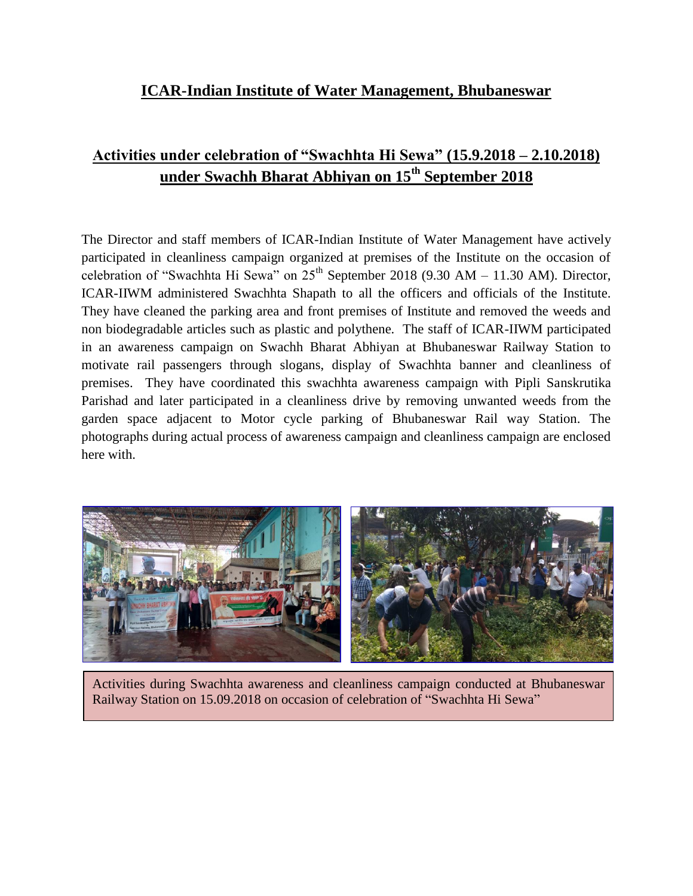# ICAR-Indian Institute of Water Management, Bhubaneswar

## Activities under celebration of "Swachhta Hi Sewa" (15.9.2018 – 2.10.2018) under Swachh Bharat Abhiyan on 15th September 2018

The Director and staff members of ICAR-Indian Institute of Water Management have actively participated in cleanliness campaign organized at premises of the Institute on the occasion of celebration of "Swachhta Hi Sewa" on 25th September 2018 (9.30 AM – 11.30 AM). Director, ICAR-IIWM administered Swachhta Shapath to all the officers and officials of the Institute. They have cleaned the parking area and front premises of Institute and removed the weeds and non biodegradable articles such as plastic and polythene. The staff of ICAR-IIWM participated in an awareness campaign on Swachh Bharat Abhiyan at Bhubaneswar Railway Station to motivate rail passengers through slogans, display of Swachhta banner and cleanliness of premises. They have coordinated this swachhta awareness campaign with Pipli Sanskrutika Parishad and later participated in a cleanliness drive by removing unwanted weeds from the garden space adjacent to Motor cycle parking of Bhubaneswar Rail way Station. The photographs during actual process of awareness campaign and cleanliness campaign are enclosed here with.

Activities during Swachhta awareness and cleanliness campaign conducted at Bhubaneswar Railway Station on 15.09.2018 on occasion of celebration of "Swachhta Hi Sewa"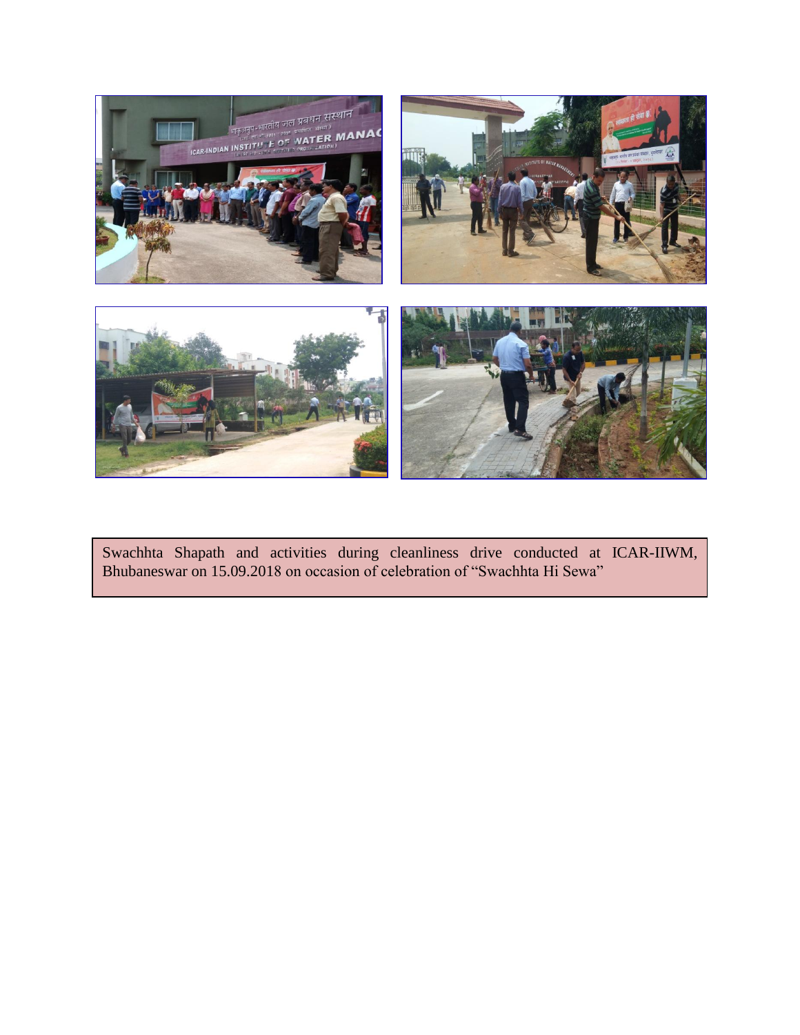Swachhta Shapath and activities during cleanliness drive conducted at ICAR-IIWM, Bhubaneswar on 15.09.2018 on occasion of celebration of “Swachhta Hi Sewa”